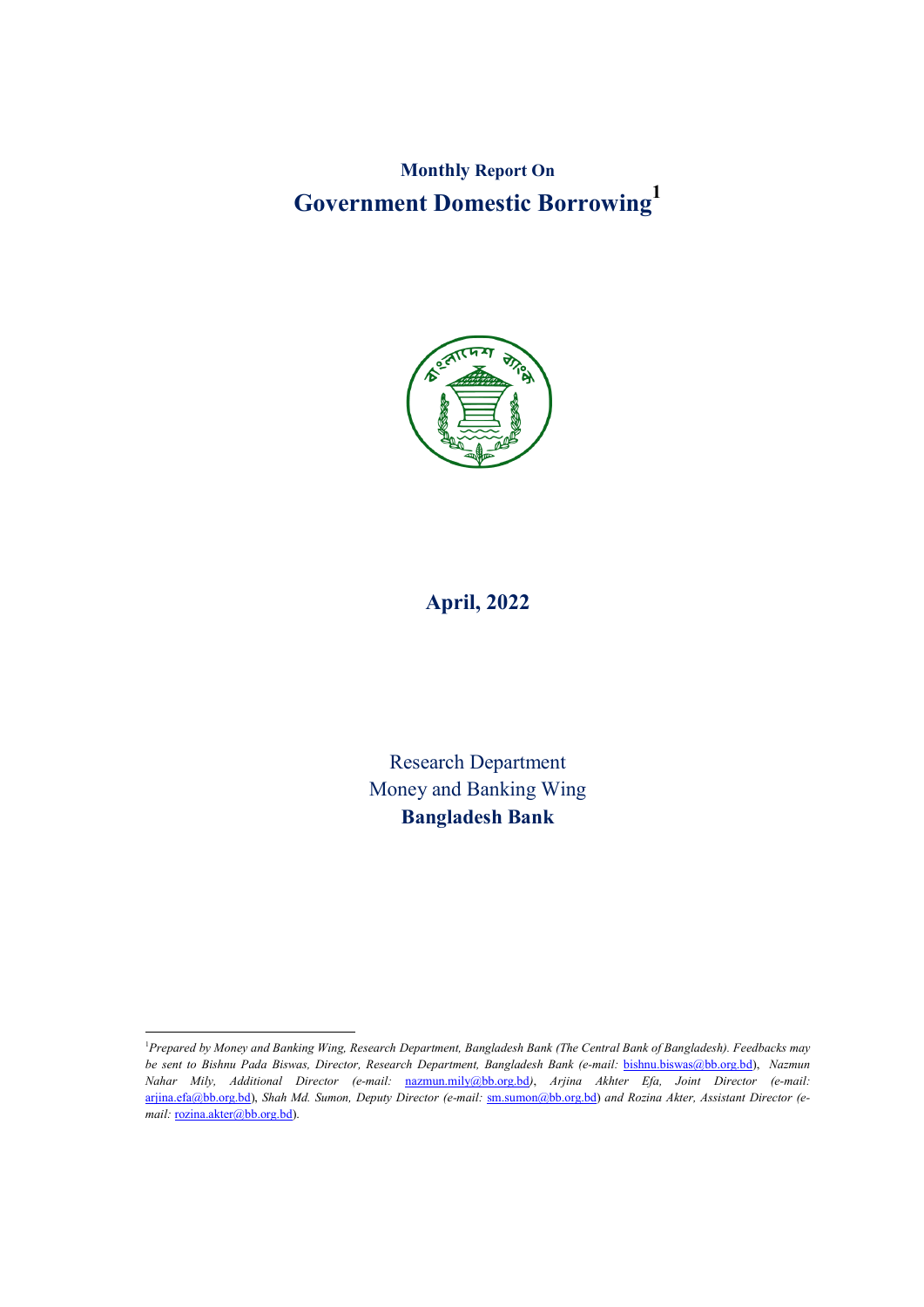# Monthly Report On

# Government Domestic Borrowing[1]

## April, 2022

Research Department

Money and Banking Wing

**Bangladesh Bank**

---

[1]*Prepared by Money and Banking Wing, Research Department, Bangladesh Bank (The Central Bank of Bangladesh). Feedbacks may be sent to Bishnu Pada Biswas, Director, Research Department, Bangladesh Bank (e-mail:* bishnu.biswas@bb.org.bd*), Nazmun Nahar Mily, Additional Director (e-mail:* nazmun.mily@bb.org.bd*), Arjina Akhter Efa, Joint Director (e-mail:* arjina.efa@bb.org.bd*), Shah Md. Sumon, Deputy Director (e-mail:* sm.sumon@bb.org.bd*) and Rozina Akter, Assistant Director (e-mail:* rozina.akter@bb.org.bd*).*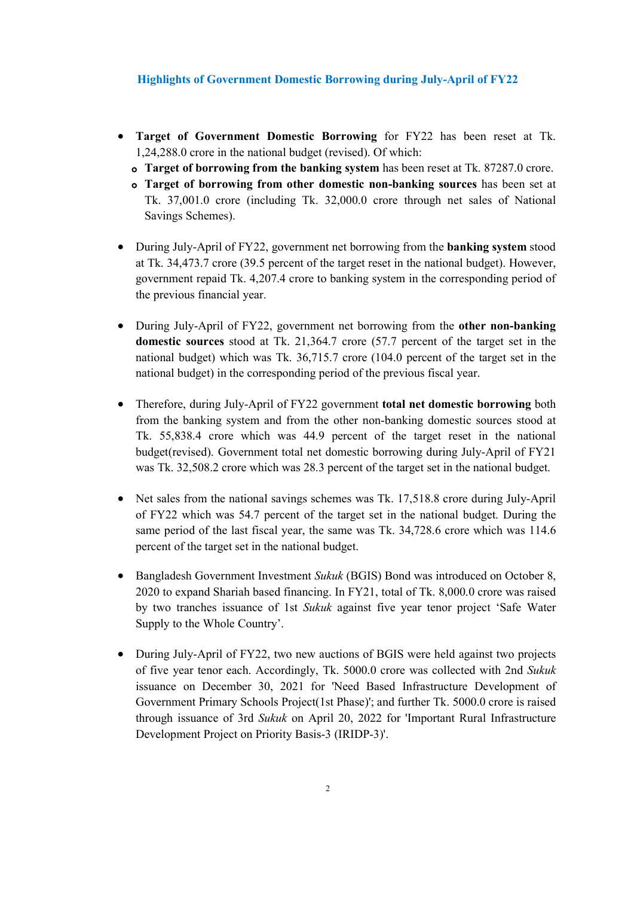## Highlights of Government Domestic Borrowing during July-April of FY22

- **Target of Government Domestic Borrowing** for FY22 has been reset at Tk. 1,24,288.0 crore in the national budget (revised). Of which:
  - **Target of borrowing from the banking system** has been reset at Tk. 87287.0 crore.
  - **Target of borrowing from other domestic non-banking sources** has been set at Tk. 37,001.0 crore (including Tk. 32,000.0 crore through net sales of National Savings Schemes).

- During July-April of FY22, government net borrowing from the **banking system** stood at Tk. 34,473.7 crore (39.5 percent of the target reset in the national budget). However, government repaid Tk. 4,207.4 crore to banking system in the corresponding period of the previous financial year.

- During July-April of FY22, government net borrowing from the **other non-banking domestic sources** stood at Tk. 21,364.7 crore (57.7 percent of the target set in the national budget) which was Tk. 36,715.7 crore (104.0 percent of the target set in the national budget) in the corresponding period of the previous fiscal year.

- Therefore, during July-April of FY22 government **total net domestic borrowing** both from the banking system and from the other non-banking domestic sources stood at Tk. 55,838.4 crore which was 44.9 percent of the target reset in the national budget(revised). Government total net domestic borrowing during July-April of FY21 was Tk. 32,508.2 crore which was 28.3 percent of the target set in the national budget.

- Net sales from the national savings schemes was Tk. 17,518.8 crore during July-April of FY22 which was 54.7 percent of the target set in the national budget. During the same period of the last fiscal year, the same was Tk. 34,728.6 crore which was 114.6 percent of the target set in the national budget.

- Bangladesh Government Investment *Sukuk* (BGIS) Bond was introduced on October 8, 2020 to expand Shariah based financing. In FY21, total of Tk. 8,000.0 crore was raised by two tranches issuance of 1st *Sukuk* against five year tenor project 'Safe Water Supply to the Whole Country'.

- During July-April of FY22, two new auctions of BGIS were held against two projects of five year tenor each. Accordingly, Tk. 5000.0 crore was collected with 2nd *Sukuk* issuance on December 30, 2021 for 'Need Based Infrastructure Development of Government Primary Schools Project(1st Phase)'; and further Tk. 5000.0 crore is raised through issuance of 3rd *Sukuk* on April 20, 2022 for 'Important Rural Infrastructure Development Project on Priority Basis-3 (IRIDP-3)'.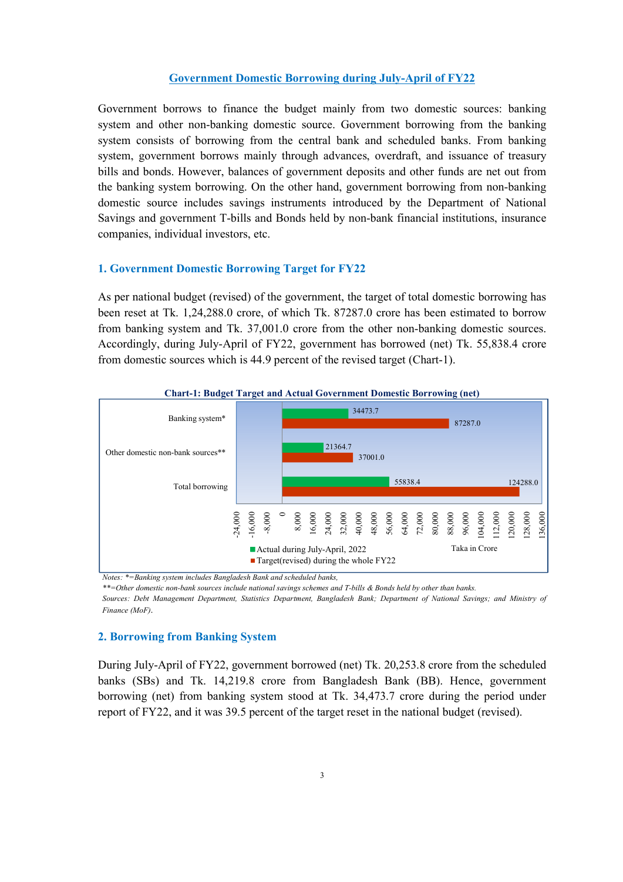# Government Domestic Borrowing during July-April of FY22

Government borrows to finance the budget mainly from two domestic sources: banking system and other non-banking domestic source. Government borrowing from the banking system consists of borrowing from the central bank and scheduled banks. From banking system, government borrows mainly through advances, overdraft, and issuance of treasury bills and bonds. However, balances of government deposits and other funds are net out from the banking system borrowing. On the other hand, government borrowing from non-banking domestic source includes savings instruments introduced by the Department of National Savings and government T-bills and Bonds held by non-bank financial institutions, insurance companies, individual investors, etc.

## 1. Government Domestic Borrowing Target for FY22

As per national budget (revised) of the government, the target of total domestic borrowing has been reset at Tk. 1,24,288.0 crore, of which Tk. 87287.0 crore has been estimated to borrow from banking system and Tk. 37,001.0 crore from the other non-banking domestic sources. Accordingly, during July-April of FY22, government has borrowed (net) Tk. 55,838.4 crore from domestic sources which is 44.9 percent of the revised target (Chart-1).

**Chart-1: Budget Target and Actual Government Domestic Borrowing (net)**

| | Actual during July-April, 2022 | Target(revised) during the whole FY22 |
|---|---|---|
| Banking system* | 34473.7 | 87287.0 |
| Other domestic non-bank sources** | 21364.7 | 37001.0 |
| Total borrowing | 55838.4 | 124288.0 |

Taka in Crore

*Notes: *=Banking system includes Bangladesh Bank and scheduled banks,*

*\**=Other domestic non-bank sources include national savings schemes and T-bills & Bonds held by other than banks.*

*Sources: Debt Management Department, Statistics Department, Bangladesh Bank; Department of National Savings; and Ministry of Finance (MoF).*

## 2. Borrowing from Banking System

During July-April of FY22, government borrowed (net) Tk. 20,253.8 crore from the scheduled banks (SBs) and Tk. 14,219.8 crore from Bangladesh Bank (BB). Hence, government borrowing (net) from banking system stood at Tk. 34,473.7 crore during the period under report of FY22, and it was 39.5 percent of the target reset in the national budget (revised).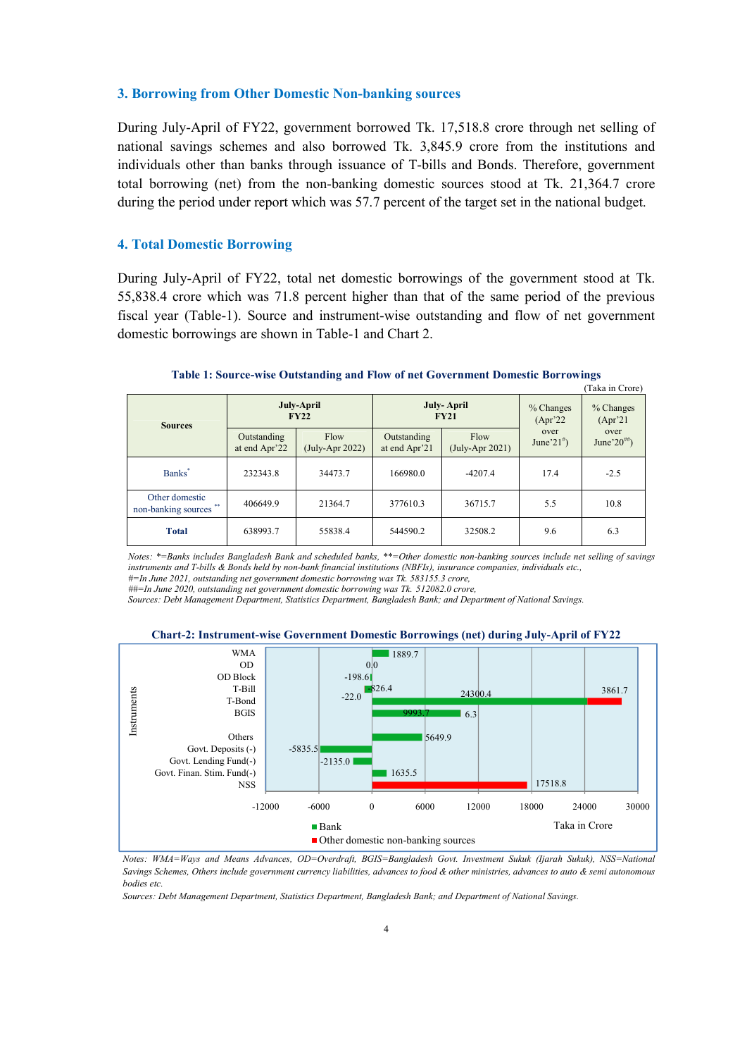### 3. Borrowing from Other Domestic Non-banking sources

During July-April of FY22, government borrowed Tk. 17,518.8 crore through net selling of national savings schemes and also borrowed Tk. 3,845.9 crore from the institutions and individuals other than banks through issuance of T-bills and Bonds. Therefore, government total borrowing (net) from the non-banking domestic sources stood at Tk. 21,364.7 crore during the period under report which was 57.7 percent of the target set in the national budget.

### 4. Total Domestic Borrowing

During July-April of FY22, total net domestic borrowings of the government stood at Tk. 55,838.4 crore which was 71.8 percent higher than that of the same period of the previous fiscal year (Table-1). Source and instrument-wise outstanding and flow of net government domestic borrowings are shown in Table-1 and Chart 2.

**Table 1: Source-wise Outstanding and Flow of net Government Domestic Borrowings**

(Taka in Crore)

| Sources | July-April FY22 | | July- April FY21 | | % Changes (Apr'22 over June'21#) | % Changes (Apr'21 over June'20##) |
|---|---|---|---|---|---|---|
| | Outstanding at end Apr'22 | Flow (July-Apr 2022) | Outstanding at end Apr'21 | Flow (July-Apr 2021) | | |
| Banks* | 232343.8 | 34473.7 | 166980.0 | -4207.4 | 17.4 | -2.5 |
| Other domestic non-banking sources ** | 406649.9 | 21364.7 | 377610.3 | 36715.7 | 5.5 | 10.8 |
| **Total** | 638993.7 | 55838.4 | 544590.2 | 32508.2 | 9.6 | 6.3 |

*Notes: \*=Banks includes Bangladesh Bank and scheduled banks, \*\*=Other domestic non-banking sources include net selling of savings instruments and T-bills & Bonds held by non-bank financial institutions (NBFIs), insurance companies, individuals etc.,*
*#=In June 2021, outstanding net government domestic borrowing was Tk. 583155.3 crore,*
*##=In June 2020, outstanding net government domestic borrowing was Tk. 512082.0 crore,*
*Sources: Debt Management Department, Statistics Department, Bangladesh Bank; and Department of National Savings.*

**Chart-2: Instrument-wise Government Domestic Borrowings (net) during July-April of FY22**

| Instruments | Bank | Other domestic non-banking sources |
|---|---|---|
| WMA | 1889.7 | |
| OD | 0.0 | |
| OD Block | -198.6 | |
| T-Bill | 826.4 | -22.0 |
| T-Bond | 24300.4 | 3861.7 |
| BGIS | 9993.7 | 6.3 |
| Others | 5649.9 | |
| Govt. Deposits (-) | -5835.5 | |
| Govt. Lending Fund(-) | -2135.0 | |
| Govt. Finan. Stim. Fund(-) | 1635.5 | |
| NSS | | 17518.8 |

Taka in Crore

*Notes: WMA=Ways and Means Advances, OD=Overdraft, BGIS=Bangladesh Govt. Investment Sukuk (Ijarah Sukuk), NSS=National Savings Schemes, Others include government currency liabilities, advances to food & other ministries, advances to auto & semi autonomous bodies etc.*
*Sources: Debt Management Department, Statistics Department, Bangladesh Bank; and Department of National Savings.*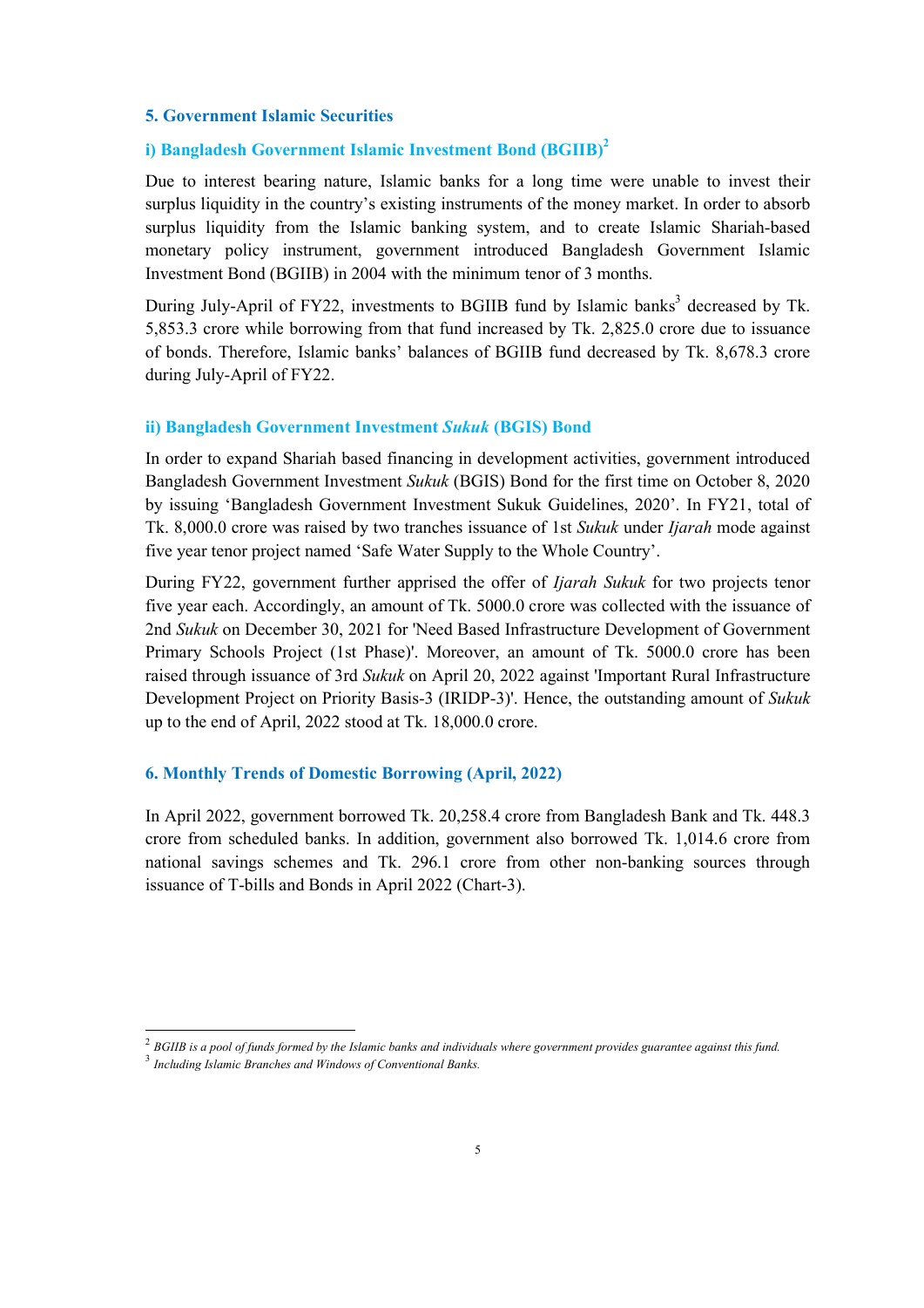## 5. Government Islamic Securities

### i) Bangladesh Government Islamic Investment Bond (BGIIB)[2]

Due to interest bearing nature, Islamic banks for a long time were unable to invest their surplus liquidity in the country's existing instruments of the money market. In order to absorb surplus liquidity from the Islamic banking system, and to create Islamic Shariah-based monetary policy instrument, government introduced Bangladesh Government Islamic Investment Bond (BGIIB) in 2004 with the minimum tenor of 3 months.

During July-April of FY22, investments to BGIIB fund by Islamic banks[3] decreased by Tk. 5,853.3 crore while borrowing from that fund increased by Tk. 2,825.0 crore due to issuance of bonds. Therefore, Islamic banks' balances of BGIIB fund decreased by Tk. 8,678.3 crore during July-April of FY22.

### ii) Bangladesh Government Investment *Sukuk* (BGIS) Bond

In order to expand Shariah based financing in development activities, government introduced Bangladesh Government Investment *Sukuk* (BGIS) Bond for the first time on October 8, 2020 by issuing 'Bangladesh Government Investment Sukuk Guidelines, 2020'. In FY21, total of Tk. 8,000.0 crore was raised by two tranches issuance of 1st *Sukuk* under *Ijarah* mode against five year tenor project named 'Safe Water Supply to the Whole Country'.

During FY22, government further apprised the offer of *Ijarah Sukuk* for two projects tenor five year each. Accordingly, an amount of Tk. 5000.0 crore was collected with the issuance of 2nd *Sukuk* on December 30, 2021 for 'Need Based Infrastructure Development of Government Primary Schools Project (1st Phase)'. Moreover, an amount of Tk. 5000.0 crore has been raised through issuance of 3rd *Sukuk* on April 20, 2022 against 'Important Rural Infrastructure Development Project on Priority Basis-3 (IRIDP-3)'. Hence, the outstanding amount of *Sukuk* up to the end of April, 2022 stood at Tk. 18,000.0 crore.

## 6. Monthly Trends of Domestic Borrowing (April, 2022)

In April 2022, government borrowed Tk. 20,258.4 crore from Bangladesh Bank and Tk. 448.3 crore from scheduled banks. In addition, government also borrowed Tk. 1,014.6 crore from national savings schemes and Tk. 296.1 crore from other non-banking sources through issuance of T-bills and Bonds in April 2022 (Chart-3).

---

[2] *BGIIB is a pool of funds formed by the Islamic banks and individuals where government provides guarantee against this fund.*

[3] *Including Islamic Branches and Windows of Conventional Banks.*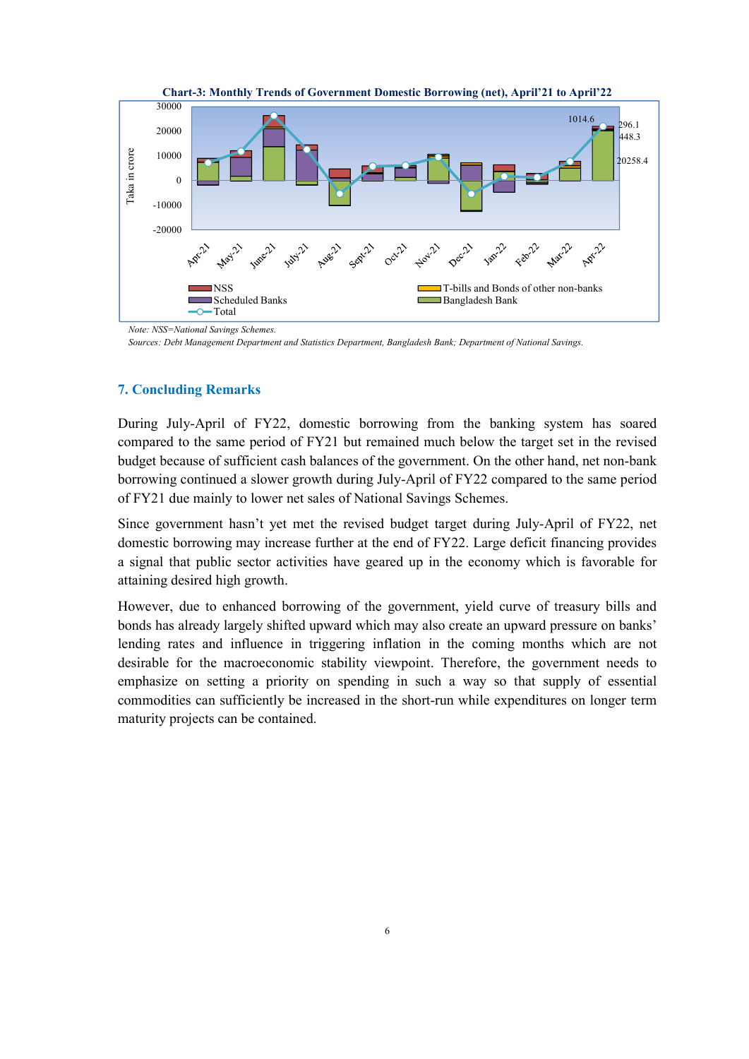**Chart-3: Monthly Trends of Government Domestic Borrowing (net), April'21 to April'22**

*Note: NSS=National Savings Schemes.*

*Sources: Debt Management Department and Statistics Department, Bangladesh Bank; Department of National Savings.*

## 7. Concluding Remarks

During July-April of FY22, domestic borrowing from the banking system has soared compared to the same period of FY21 but remained much below the target set in the revised budget because of sufficient cash balances of the government. On the other hand, net non-bank borrowing continued a slower growth during July-April of FY22 compared to the same period of FY21 due mainly to lower net sales of National Savings Schemes.

Since government hasn't yet met the revised budget target during July-April of FY22, net domestic borrowing may increase further at the end of FY22. Large deficit financing provides a signal that public sector activities have geared up in the economy which is favorable for attaining desired high growth.

However, due to enhanced borrowing of the government, yield curve of treasury bills and bonds has already largely shifted upward which may also create an upward pressure on banks' lending rates and influence in triggering inflation in the coming months which are not desirable for the macroeconomic stability viewpoint. Therefore, the government needs to emphasize on setting a priority on spending in such a way so that supply of essential commodities can sufficiently be increased in the short-run while expenditures on longer term maturity projects can be contained.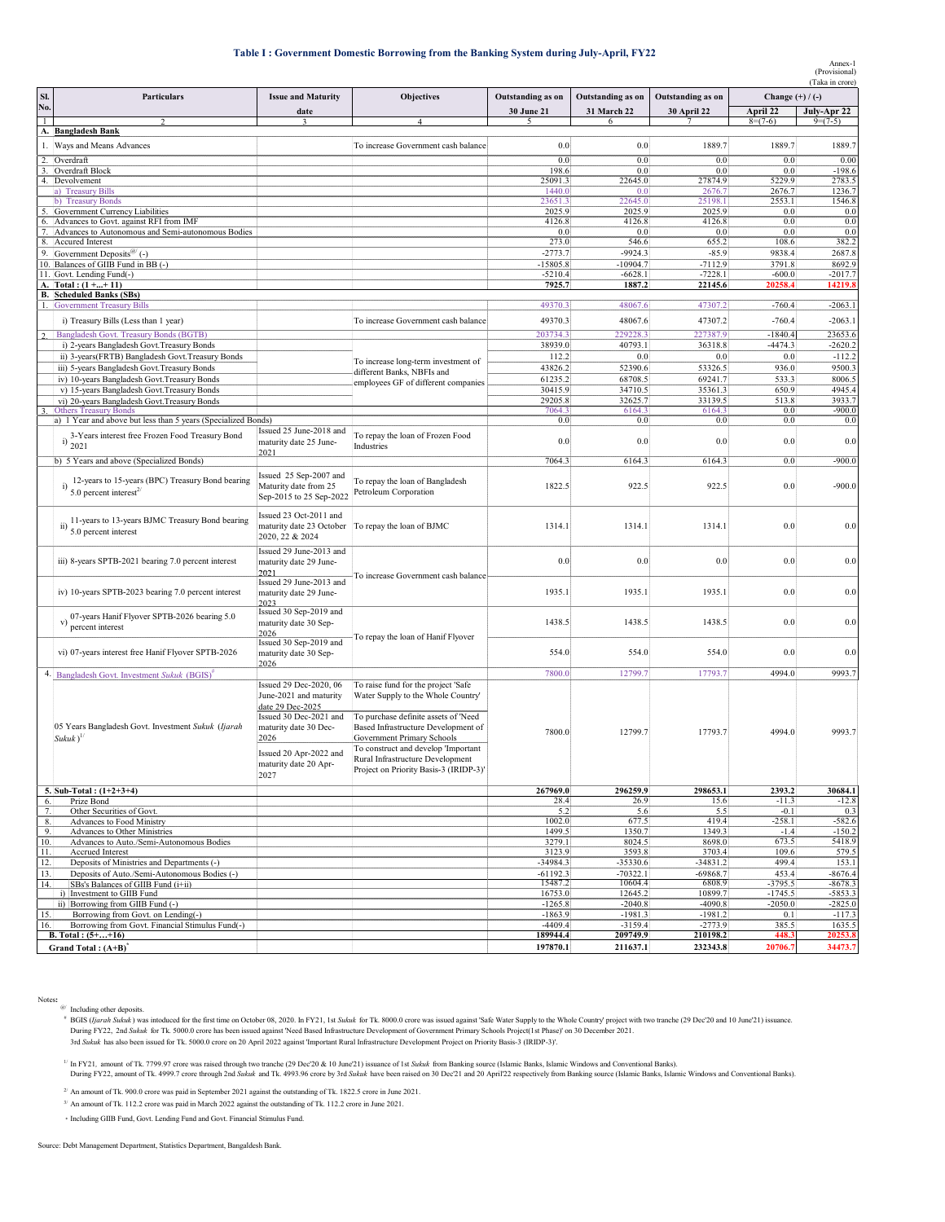## Table I : Government Domestic Borrowing from the Banking System during July-April, FY22

Annex-1
(Provisional)
(Taka in crore)

| Sl. No. | Particulars | Issue and Maturity date | Objectives | Outstanding as on 30 June 21 | Outstanding as on 31 March 22 | Outstanding as on 30 April 22 | Change (+) / (-) April 22 | Change (+) / (-) July-Apr 22 |
|---|---|---|---|---|---|---|---|---|
| 1 | 2 | 3 | 4 | 5 | 6 | 7 | 8=(7-6) | 9=(7-5) |
| **A.** | **Bangladesh Bank** | | | | | | | |
| 1. | Ways and Means Advances | | To increase Government cash balance | 0.0 | 0.0 | 1889.7 | 1889.7 | 1889.7 |
| 2. | Overdraft | | | 0.0 | 0.0 | 0.0 | 0.0 | 0.00 |
| 3. | Overdraft Block | | | 198.6 | 0.0 | 0.0 | 0.0 | -198.6 |
| 4. | Devolvement | | | 25091.3 | 22645.0 | 27874.9 | 5229.9 | 2783.5 |
| | a) Treasury Bills | | | 1440.0 | 0.0 | 2676.7 | 2676.7 | 1236.7 |
| | b) Treasury Bonds | | | 23651.3 | 22645.0 | 25198.1 | 2553.1 | 1546.8 |
| 5. | Government Currency Liabilities | | | 2025.9 | 2025.9 | 2025.9 | 0.0 | 0.0 |
| 6. | Advances to Govt. against RFI from IMF | | | 4126.8 | 4126.8 | 4126.8 | 0.0 | 0.0 |
| 7. | Advances to Autonomous and Semi-autonomous Bodies | | | 0.0 | 0.0 | 0.0 | 0.0 | 0.0 |
| 8. | Accured Interest | | | 273.0 | 546.6 | 655.2 | 108.6 | 382.2 |
| 9. | Government Deposits[@] (-) | | | -2773.7 | -9924.3 | -85.9 | 9838.4 | 2687.8 |
| 10. | Balances of GIIB Fund in BB (-) | | | -15805.8 | -10904.7 | -7112.9 | 3791.8 | 8692.9 |
| 11. | Govt. Lending Fund(-) | | | -5210.4 | -6628.1 | -7228.1 | -600.0 | -2017.7 |
| **A.** | **Total : (1 +...+ 11)** | | | **7925.7** | **1887.2** | **22145.6** | **20258.4** | **14219.8** |
| **B.** | **Scheduled Banks (SBs)** | | | | | | | |
| 1. | Government Treasury Bills | | | 49370.3 | 48067.6 | 47307.2 | -760.4 | -2063.1 |
| | i) Treasury Bills (Less than 1 year) | | To increase Government cash balance | 49370.3 | 48067.6 | 47307.2 | -760.4 | -2063.1 |
| 2. | Bangladesh Govt. Treasury Bonds (BGTB) | | | 203734.3 | 229228.3 | 227387.9 | -1840.4 | 23653.6 |
| | i) 2-years Bangladesh Govt.Treasury Bonds | | To increase long-term investment of different Banks, NBFIs and employees GF of different companies | 38939.0 | 40793.1 | 36318.8 | -4474.3 | -2620.2 |
| | ii) 3-years(FRTB) Bangladesh Govt.Treasury Bonds | | | 112.2 | 0.0 | 0.0 | 0.0 | -112.2 |
| | iii) 5-years Bangladesh Govt.Treasury Bonds | | | 43826.2 | 52390.6 | 53326.5 | 936.0 | 9500.3 |
| | iv) 10-years Bangladesh Govt.Treasury Bonds | | | 61235.2 | 68708.5 | 69241.7 | 533.3 | 8006.5 |
| | v) 15-years Bangladesh Govt.Treasury Bonds | | | 30415.9 | 34710.5 | 35361.3 | 650.9 | 4945.4 |
| | vi) 20-years Bangladesh Govt.Treasury Bonds | | | 29205.8 | 32625.7 | 33139.5 | 513.8 | 3933.7 |
| 3. | Others Treasury Bonds | | | 7064.3 | 6164.3 | 6164.3 | 0.0 | -900.0 |
| | a) 1 Year and above but less than 5 years (Specialized Bonds) | | | 0.0 | 0.0 | 0.0 | 0.0 | 0.0 |
| | i) 3-Years interest free Frozen Food Treasury Bond 2021 | Issued 25 June-2018 and maturity date 25 June-2021 | To repay the loan of Frozen Food Industries | 0.0 | 0.0 | 0.0 | 0.0 | 0.0 |
| | b) 5 Years and above (Specialized Bonds) | | | 7064.3 | 6164.3 | 6164.3 | 0.0 | -900.0 |
| | i) 12-years to 15-years (BPC) Treasury Bond bearing 5.0 percent interest[2/] | Issued 25 Sep-2007 and Maturity date from 25 Sep-2015 to 25 Sep-2022 | To repay the loan of Bangladesh Petroleum Corporation | 1822.5 | 922.5 | 922.5 | 0.0 | -900.0 |
| | ii) 11-years to 13-years BJMC Treasury Bond bearing 5.0 percent interest | Issued 23 Oct-2011 and maturity date 23 October 2020, 22 & 2024 | To repay the loan of BJMC | 1314.1 | 1314.1 | 1314.1 | 0.0 | 0.0 |
| | iii) 8-years SPTB-2021 bearing 7.0 percent interest | Issued 29 June-2013 and maturity date 29 June-2021 | To increase Government cash balance | 0.0 | 0.0 | 0.0 | 0.0 | 0.0 |
| | iv) 10-years SPTB-2023 bearing 7.0 percent interest | Issued 29 June-2013 and maturity date 29 June-2023 | | 1935.1 | 1935.1 | 1935.1 | 0.0 | 0.0 |
| | v) 07-years Hanif Flyover SPTB-2026 bearing 5.0 percent interest | Issued 30 Sep-2019 and maturity date 30 Sep-2026 | To repay the loan of Hanif Flyover | 1438.5 | 1438.5 | 1438.5 | 0.0 | 0.0 |
| | vi) 07-years interest free Hanif Flyover SPTB-2026 | Issued 30 Sep-2019 and maturity date 30 Sep-2026 | | 554.0 | 554.0 | 554.0 | 0.0 | 0.0 |
| 4. | Bangladesh Govt. Investment *Sukuk* (BGIS)[#] | | | 7800.0 | 12799.7 | 17793.7 | 4994.0 | 9993.7 |
| | 05 Years Bangladesh Govt. Investment *Sukuk* (*Ijarah Sukuk*)[1/] | Issued 29 Dec-2020, 06 June-2021 and maturity date 29 Dec-2025; Issued 30 Dec-2021 and maturity date 30 Dec-2026; Issued 20 Apr-2022 and maturity date 20 Apr-2027 | To raise fund for the project 'Safe Water Supply to the Whole Country'; To purchase definite assets of 'Need Based Infrastructure Development of Government Primary Schools; To construct and develop 'Important Rural Infrastructure Development Project on Priority Basis-3 (IRIDP-3)' | 7800.0 | 12799.7 | 17793.7 | 4994.0 | 9993.7 |
| **5.** | **Sub-Total : (1+2+3+4)** | | | **267969.0** | **296259.9** | **298653.1** | **2393.2** | **30684.1** |
| 6. | Prize Bond | | | 28.4 | 26.9 | 15.6 | -11.3 | -12.8 |
| 7. | Other Securities of Govt. | | | 5.2 | 5.6 | 5.5 | -0.1 | 0.3 |
| 8. | Advances to Food Ministry | | | 1002.0 | 677.5 | 419.4 | -258.1 | -582.6 |
| 9. | Advances to Other Ministries | | | 1499.5 | 1350.7 | 1349.3 | -1.4 | -150.2 |
| 10. | Advances to Auto./Semi-Autonomous Bodies | | | 3279.1 | 8024.5 | 8698.0 | 673.5 | 5418.9 |
| 11. | Accrued Interest | | | 3123.9 | 3593.8 | 3703.4 | 109.6 | 579.5 |
| 12. | Deposits of Ministries and Departments (-) | | | -34984.3 | -35330.6 | -34831.2 | 499.4 | 153.1 |
| 13. | Deposits of Auto./Semi-Autonomous Bodies (-) | | | -61192.3 | -70322.1 | -69868.7 | 453.4 | -8676.4 |
| 14. | SBs's Balances of GIIB Fund (i+ii) | | | 15487.2 | 10604.4 | 6808.9 | -3795.5 | -8678.3 |
| | i) Investment to GIIB Fund | | | 16753.0 | 12645.2 | 10899.7 | -1745.5 | -5853.3 |
| | ii) Borrowing from GIIB Fund (-) | | | -1265.8 | -2040.8 | -4090.8 | -2050.0 | -2825.0 |
| 15. | Borrowing from Govt. on Lending(-) | | | -1863.9 | -1981.3 | -1981.2 | 0.1 | -117.3 |
| 16. | Borrowing from Govt. Financial Stimulus Fund(-) | | | -4409.4 | -3159.4 | -2773.9 | 385.5 | 1635.5 |
| **B.** | **Total : (5+....+16)** | | | **189944.4** | **209749.9** | **210198.2** | **448.3** | **20253.8** |
| | **Grand Total : (A+B)*** | | | **197870.1** | **211637.1** | **232343.8** | **20706.7** | **34473.7** |

Notes:

[@] Including other deposits.

[#] BGIS (*Ijarah Sukuk*) was intoduced for the first time on October 08, 2020. In FY21, 1st *Sukuk* for Tk. 8000.0 crore was issued against 'Safe Water Supply to the Whole Country' project with two tranche (29 Dec'20 and 10 June'21) issuance. During FY22, 2nd *Sukuk* for Tk. 5000.0 crore has been issued against 'Need Based Infrastructure Development of Government Primary Schools Project(1st Phase)' on 30 December 2021. 3rd *Sukuk* has also been issued for Tk. 5000.0 crore on 20 April 2022 against 'Important Rural Infrastructure Development Project on Priority Basis-3 (IRIDP-3)'.

[1/] In FY21, amount of Tk. 7799.97 crore was raised through two tranche (29 Dec'20 & 10 June'21) issuance of 1st *Sukuk* from Banking source (Islamic Banks, Islamic Windows and Conventional Banks). During FY22, amount of Tk. 4999.7 crore through 2nd *Sukuk* and Tk. 4993.96 crore by 3rd *Sukuk* have been raised on 30 Dec'21 and 20 April'22 respectively from Banking source (Islamic Banks, Islamic Windows and Conventional Banks).

[2/] An amount of Tk. 900.0 crore was paid in September 2021 against the outstanding of Tk. 1822.5 crore in June 2021.

[3/] An amount of Tk. 112.2 crore was paid in March 2022 against the outstanding of Tk. 112.2 crore in June 2021.

\* Including GIIB Fund, Govt. Lending Fund and Govt. Financial Stimulus Fund.

Source: Debt Management Department, Statistics Department, Bangladesh Bank.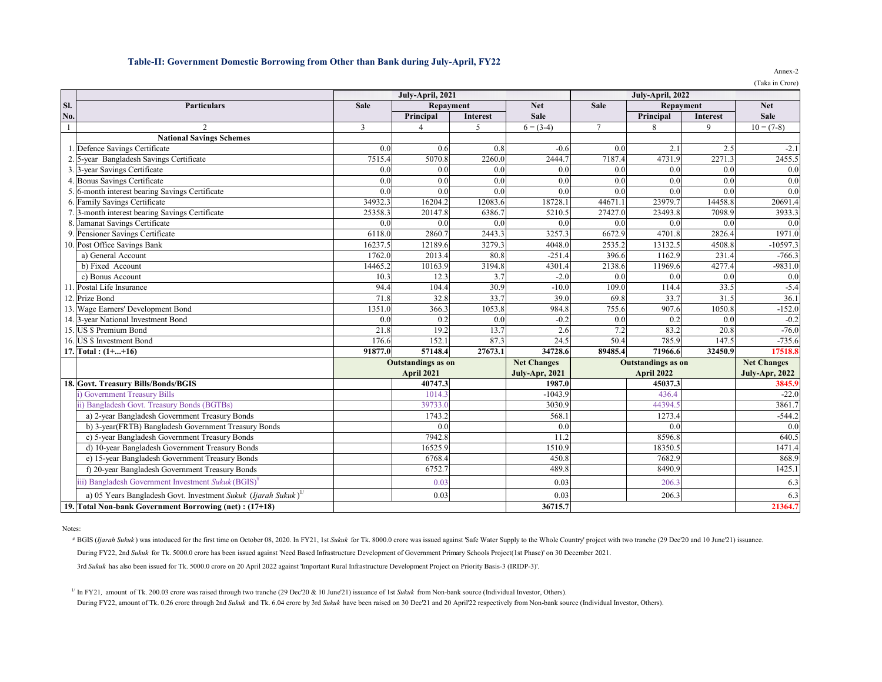## Table-II: Government Domestic Borrowing from Other than Bank during July-April, FY22

Annex-2

(Taka in Crore)

| Sl. No. | Particulars | July-April, 2021 | | | | July-April, 2022 | | | |
|---|---|---|---|---|---|---|---|---|---|
| | | Sale | Repayment | | Net Sale | Sale | Repayment | | Net Sale |
| | | | Principal | Interest | | | Principal | Interest | |
| 1 | 2 | 3 | 4 | 5 | 6 = (3-4) | 7 | 8 | 9 | 10 = (7-8) |
| | **National Savings Schemes** | | | | | | | | |
| 1. | Defence Savings Certificate | 0.0 | 0.6 | 0.8 | -0.6 | 0.0 | 2.1 | 2.5 | -2.1 |
| 2. | 5-year Bangladesh Savings Certificate | 7515.4 | 5070.8 | 2260.0 | 2444.7 | 7187.4 | 4731.9 | 2271.3 | 2455.5 |
| 3. | 3-year Savings Certificate | 0.0 | 0.0 | 0.0 | 0.0 | 0.0 | 0.0 | 0.0 | 0.0 |
| 4. | Bonus Savings Certificate | 0.0 | 0.0 | 0.0 | 0.0 | 0.0 | 0.0 | 0.0 | 0.0 |
| 5. | 6-month interest bearing Savings Certificate | 0.0 | 0.0 | 0.0 | 0.0 | 0.0 | 0.0 | 0.0 | 0.0 |
| 6. | Family Savings Certificate | 34932.3 | 16204.2 | 12083.6 | 18728.1 | 44671.1 | 23979.7 | 14458.8 | 20691.4 |
| 7. | 3-month interest bearing Savings Certificate | 25358.3 | 20147.8 | 6386.7 | 5210.5 | 27427.0 | 23493.8 | 7098.9 | 3933.3 |
| 8. | Jamanat Savings Certificate | 0.0 | 0.0 | 0.0 | 0.0 | 0.0 | 0.0 | 0.0 | 0.0 |
| 9. | Pensioner Savings Certificate | 6118.0 | 2860.7 | 2443.3 | 3257.3 | 6672.9 | 4701.8 | 2826.4 | 1971.0 |
| 10. | Post Office Savings Bank | 16237.5 | 12189.6 | 3279.3 | 4048.0 | 2535.2 | 13132.5 | 4508.8 | -10597.3 |
| | a) General Account | 1762.0 | 2013.4 | 80.8 | -251.4 | 396.6 | 1162.9 | 231.4 | -766.3 |
| | b) Fixed Account | 14465.2 | 10163.9 | 3194.8 | 4301.4 | 2138.6 | 11969.6 | 4277.4 | -9831.0 |
| | c) Bonus Account | 10.3 | 12.3 | 3.7 | -2.0 | 0.0 | 0.0 | 0.0 | 0.0 |
| 11. | Postal Life Insurance | 94.4 | 104.4 | 30.9 | -10.0 | 109.0 | 114.4 | 33.5 | -5.4 |
| 12. | Prize Bond | 71.8 | 32.8 | 33.7 | 39.0 | 69.8 | 33.7 | 31.5 | 36.1 |
| 13. | Wage Earners' Development Bond | 1351.0 | 366.3 | 1053.8 | 984.8 | 755.6 | 907.6 | 1050.8 | -152.0 |
| 14. | 3-year National Investment Bond | 0.0 | 0.2 | 0.0 | -0.2 | 0.0 | 0.2 | 0.0 | -0.2 |
| 15. | US $ Premium Bond | 21.8 | 19.2 | 13.7 | 2.6 | 7.2 | 83.2 | 20.8 | -76.0 |
| 16. | US $ Investment Bond | 176.6 | 152.1 | 87.3 | 24.5 | 50.4 | 785.9 | 147.5 | -735.6 |
| **17.** | **Total : (1+...+16)** | **91877.0** | **57148.4** | **27673.1** | **34728.6** | **89485.4** | **71966.6** | **32450.9** | **17518.8** |
| | | | **Outstandings as on April 2021** | | **Net Changes July-Apr, 2021** | | **Outstandings as on April 2022** | | **Net Changes July-Apr, 2022** |
| **18.** | **Govt. Treasury Bills/Bonds/BGIS** | | **40747.3** | | **1987.0** | | **45037.3** | | **3845.9** |
| | i) Government Treasury Bills | | 1014.3 | | -1043.9 | | 436.4 | | -22.0 |
| | ii) Bangladesh Govt. Treasury Bonds (BGTBs) | | 39733.0 | | 3030.9 | | 44394.5 | | 3861.7 |
| | a) 2-year Bangladesh Government Treasury Bonds | | 1743.2 | | 568.1 | | 1273.4 | | -544.2 |
| | b) 3-year(FRTB) Bangladesh Government Treasury Bonds | | 0.0 | | 0.0 | | 0.0 | | 0.0 |
| | c) 5-year Bangladesh Government Treasury Bonds | | 7942.8 | | 11.2 | | 8596.8 | | 640.5 |
| | d) 10-year Bangladesh Government Treasury Bonds | | 16525.9 | | 1510.9 | | 18350.5 | | 1471.4 |
| | e) 15-year Bangladesh Government Treasury Bonds | | 6768.4 | | 450.8 | | 7682.9 | | 868.9 |
| | f) 20-year Bangladesh Government Treasury Bonds | | 6752.7 | | 489.8 | | 8490.9 | | 1425.1 |
| | iii) Bangladesh Government Investment *Sukuk* (BGIS)[#] | | 0.03 | | 0.03 | | 206.3 | | 6.3 |
| | a) 05 Years Bangladesh Govt. Investment *Sukuk* (*Ijarah Sukuk*)[1/] | | 0.03 | | 0.03 | | 206.3 | | 6.3 |
| **19.** | **Total Non-bank Government Borrowing (net) : (17+18)** | | | | **36715.7** | | | | **21364.7** |

Notes:

[#] BGIS (*Ijarah Sukuk*) was intoduced for the first time on October 08, 2020. In FY21, 1st *Sukuk* for Tk. 8000.0 crore was issued against 'Safe Water Supply to the Whole Country' project with two tranche (29 Dec'20 and 10 June'21) issuance.

During FY22, 2nd *Sukuk* for Tk. 5000.0 crore has been issued against 'Need Based Infrastructure Development of Government Primary Schools Project(1st Phase)' on 30 December 2021.

3rd *Sukuk* has also been issued for Tk. 5000.0 crore on 20 April 2022 against 'Important Rural Infrastructure Development Project on Priority Basis-3 (IRIDP-3)'.

[1/] In FY21, amount of Tk. 200.03 crore was raised through two tranche (29 Dec'20 & 10 June'21) issuance of 1st *Sukuk* from Non-bank source (Individual Investor, Others).

During FY22, amount of Tk. 0.26 crore through 2nd *Sukuk* and Tk. 6.04 crore by 3rd *Sukuk* have been raised on 30 Dec'21 and 20 April'22 respectively from Non-bank source (Individual Investor, Others).